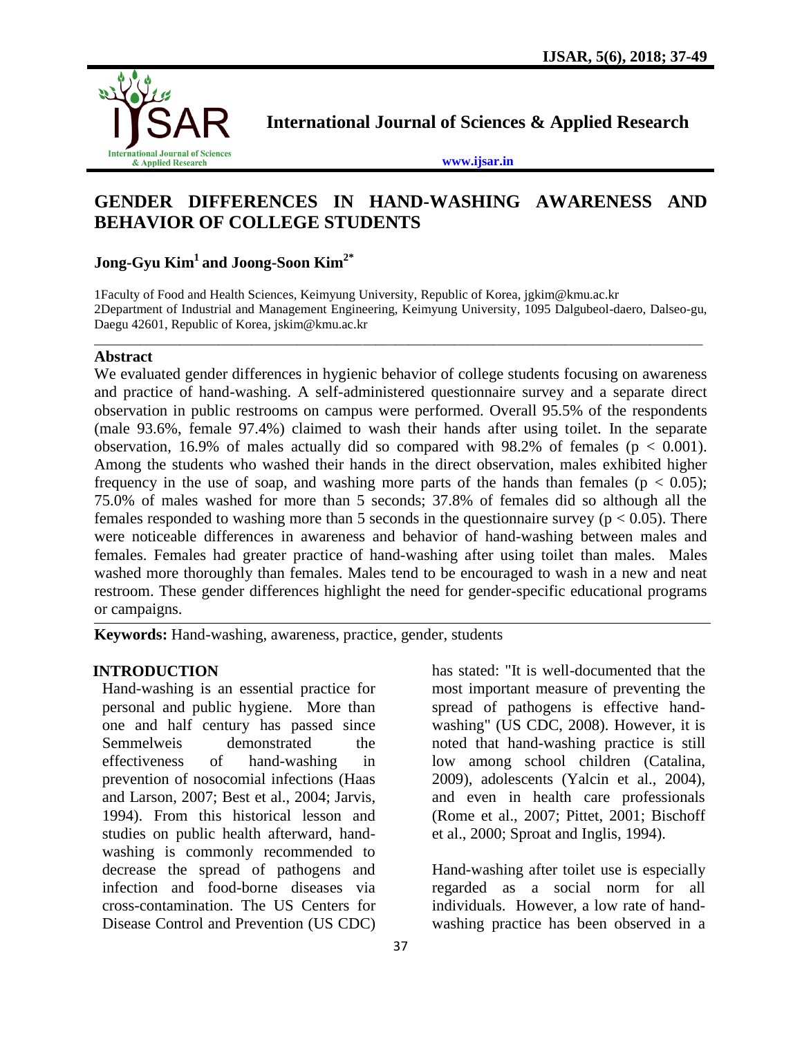# GENDER DIFFERENCES IN HAND-WASHING AWARENESS AND BEHAVIOR OF COLLEGE STUDENTS

**Jong-Gyu Kim[1] and Joong-Soon Kim[2*]**

1Faculty of Food and Health Sciences, Keimyung University, Republic of Korea, jgkim@kmu.ac.kr
2Department of Industrial and Management Engineering, Keimyung University, 1095 Dalgubeol-daero, Dalseo-gu, Daegu 42601, Republic of Korea, jskim@kmu.ac.kr

## Abstract

We evaluated gender differences in hygienic behavior of college students focusing on awareness and practice of hand-washing. A self-administered questionnaire survey and a separate direct observation in public restrooms on campus were performed. Overall 95.5% of the respondents (male 93.6%, female 97.4%) claimed to wash their hands after using toilet. In the separate observation, 16.9% of males actually did so compared with 98.2% of females ($p < 0.001$). Among the students who washed their hands in the direct observation, males exhibited higher frequency in the use of soap, and washing more parts of the hands than females ($p < 0.05$); 75.0% of males washed for more than 5 seconds; 37.8% of females did so although all the females responded to washing more than 5 seconds in the questionnaire survey ($p < 0.05$). There were noticeable differences in awareness and behavior of hand-washing between males and females. Females had greater practice of hand-washing after using toilet than males. Males washed more thoroughly than females. Males tend to be encouraged to wash in a new and neat restroom. These gender differences highlight the need for gender-specific educational programs or campaigns.

**Keywords:** Hand-washing, awareness, practice, gender, students

## INTRODUCTION

Hand-washing is an essential practice for personal and public hygiene. More than one and half century has passed since Semmelweis demonstrated the effectiveness of hand-washing in prevention of nosocomial infections (Haas and Larson, 2007; Best et al., 2004; Jarvis, 1994). From this historical lesson and studies on public health afterward, hand-washing is commonly recommended to decrease the spread of pathogens and infection and food-borne diseases via cross-contamination. The US Centers for Disease Control and Prevention (US CDC) has stated: "It is well-documented that the most important measure of preventing the spread of pathogens is effective hand-washing" (US CDC, 2008). However, it is noted that hand-washing practice is still low among school children (Catalina, 2009), adolescents (Yalcin et al., 2004), and even in health care professionals (Rome et al., 2007; Pittet, 2001; Bischoff et al., 2000; Sproat and Inglis, 1994).

Hand-washing after toilet use is especially regarded as a social norm for all individuals. However, a low rate of hand-washing practice has been observed in a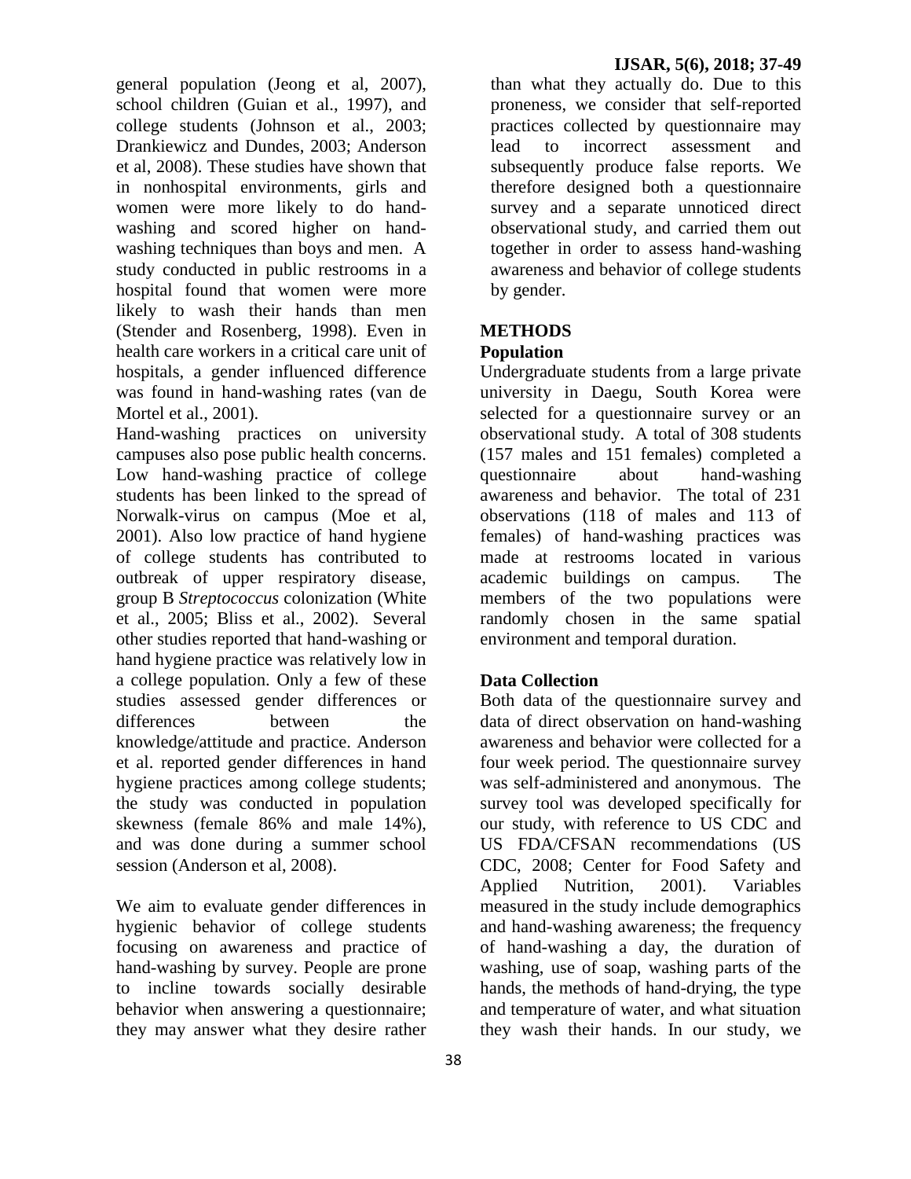general population (Jeong et al, 2007), school children (Guian et al., 1997), and college students (Johnson et al., 2003; Drankiewicz and Dundes, 2003; Anderson et al, 2008). These studies have shown that in nonhospital environments, girls and women were more likely to do hand-washing and scored higher on hand-washing techniques than boys and men. A study conducted in public restrooms in a hospital found that women were more likely to wash their hands than men (Stender and Rosenberg, 1998). Even in health care workers in a critical care unit of hospitals, a gender influenced difference was found in hand-washing rates (van de Mortel et al., 2001).

Hand-washing practices on university campuses also pose public health concerns. Low hand-washing practice of college students has been linked to the spread of Norwalk-virus on campus (Moe et al, 2001). Also low practice of hand hygiene of college students has contributed to outbreak of upper respiratory disease, group B *Streptococcus* colonization (White et al., 2005; Bliss et al., 2002). Several other studies reported that hand-washing or hand hygiene practice was relatively low in a college population. Only a few of these studies assessed gender differences or differences between the knowledge/attitude and practice. Anderson et al. reported gender differences in hand hygiene practices among college students; the study was conducted in population skewness (female 86% and male 14%), and was done during a summer school session (Anderson et al, 2008).

We aim to evaluate gender differences in hygienic behavior of college students focusing on awareness and practice of hand-washing by survey. People are prone to incline towards socially desirable behavior when answering a questionnaire; they may answer what they desire rather than what they actually do. Due to this proneness, we consider that self-reported practices collected by questionnaire may lead to incorrect assessment and subsequently produce false reports. We therefore designed both a questionnaire survey and a separate unnoticed direct observational study, and carried them out together in order to assess hand-washing awareness and behavior of college students by gender.

## METHODS

### Population

Undergraduate students from a large private university in Daegu, South Korea were selected for a questionnaire survey or an observational study. A total of 308 students (157 males and 151 females) completed a questionnaire about hand-washing awareness and behavior. The total of 231 observations (118 of males and 113 of females) of hand-washing practices was made at restrooms located in various academic buildings on campus. The members of the two populations were randomly chosen in the same spatial environment and temporal duration.

### Data Collection

Both data of the questionnaire survey and data of direct observation on hand-washing awareness and behavior were collected for a four week period. The questionnaire survey was self-administered and anonymous. The survey tool was developed specifically for our study, with reference to US CDC and US FDA/CFSAN recommendations (US CDC, 2008; Center for Food Safety and Applied Nutrition, 2001). Variables measured in the study include demographics and hand-washing awareness; the frequency of hand-washing a day, the duration of washing, use of soap, washing parts of the hands, the methods of hand-drying, the type and temperature of water, and what situation they wash their hands. In our study, we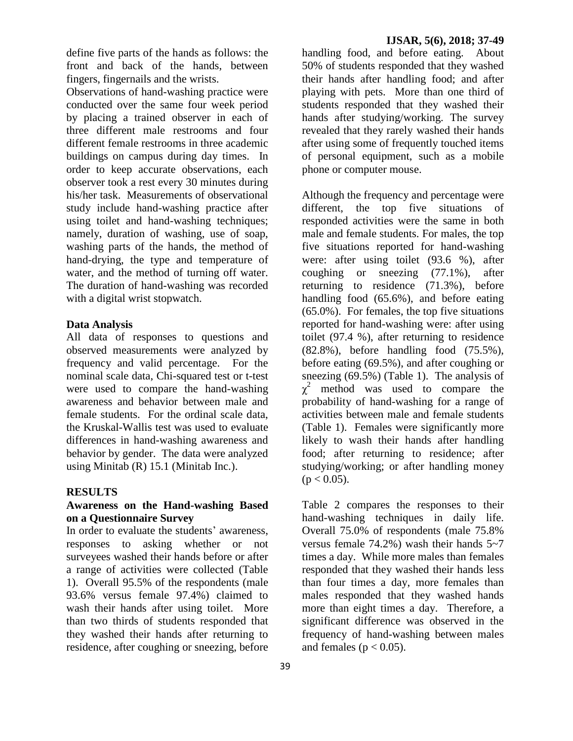define five parts of the hands as follows: the front and back of the hands, between fingers, fingernails and the wrists.

Observations of hand-washing practice were conducted over the same four week period by placing a trained observer in each of three different male restrooms and four different female restrooms in three academic buildings on campus during day times. In order to keep accurate observations, each observer took a rest every 30 minutes during his/her task. Measurements of observational study include hand-washing practice after using toilet and hand-washing techniques; namely, duration of washing, use of soap, washing parts of the hands, the method of hand-drying, the type and temperature of water, and the method of turning off water. The duration of hand-washing was recorded with a digital wrist stopwatch.

## Data Analysis

All data of responses to questions and observed measurements were analyzed by frequency and valid percentage. For the nominal scale data, Chi-squared test or t-test were used to compare the hand-washing awareness and behavior between male and female students. For the ordinal scale data, the Kruskal-Wallis test was used to evaluate differences in hand-washing awareness and behavior by gender. The data were analyzed using Minitab (R) 15.1 (Minitab Inc.).

## RESULTS

### Awareness on the Hand-washing Based on a Questionnaire Survey

In order to evaluate the students' awareness, responses to asking whether or not surveyees washed their hands before or after a range of activities were collected (Table 1). Overall 95.5% of the respondents (male 93.6% versus female 97.4%) claimed to wash their hands after using toilet. More than two thirds of students responded that they washed their hands after returning to residence, after coughing or sneezing, before handling food, and before eating. About 50% of students responded that they washed their hands after handling food; and after playing with pets. More than one third of students responded that they washed their hands after studying/working. The survey revealed that they rarely washed their hands after using some of frequently touched items of personal equipment, such as a mobile phone or computer mouse.

Although the frequency and percentage were different, the top five situations of responded activities were the same in both male and female students. For males, the top five situations reported for hand-washing were: after using toilet (93.6 %), after coughing or sneezing (77.1%), after returning to residence (71.3%), before handling food (65.6%), and before eating (65.0%). For females, the top five situations reported for hand-washing were: after using toilet (97.4 %), after returning to residence (82.8%), before handling food (75.5%), before eating (69.5%), and after coughing or sneezing (69.5%) (Table 1). The analysis of $\chi^2$ method was used to compare the probability of hand-washing for a range of activities between male and female students (Table 1). Females were significantly more likely to wash their hands after handling food; after returning to residence; after studying/working; or after handling money ($p < 0.05$).

Table 2 compares the responses to their hand-washing techniques in daily life. Overall 75.0% of respondents (male 75.8% versus female 74.2%) wash their hands 5~7 times a day. While more males than females responded that they washed their hands less than four times a day, more females than males responded that they washed hands more than eight times a day. Therefore, a significant difference was observed in the frequency of hand-washing between males and females ($p < 0.05$).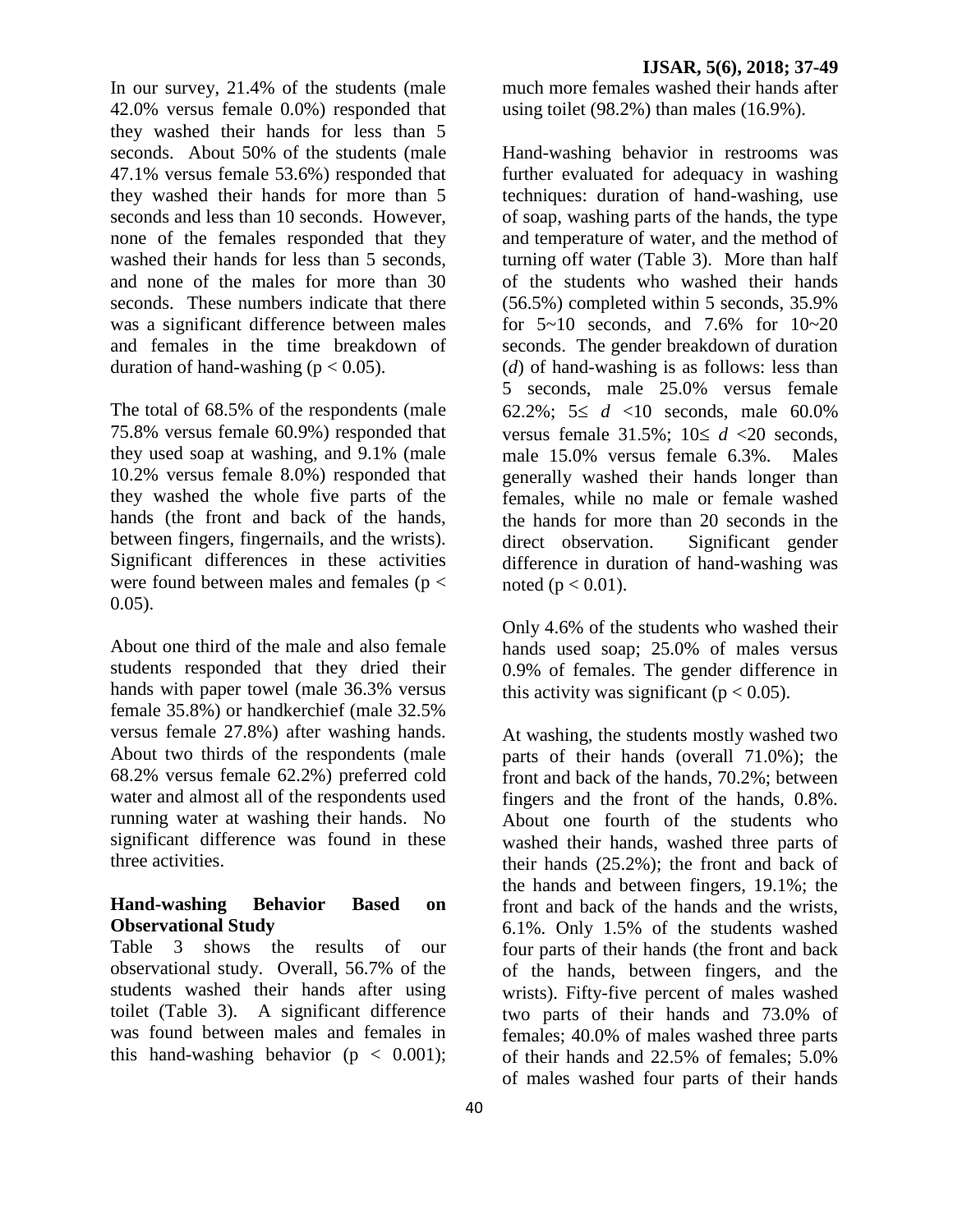In our survey, 21.4% of the students (male 42.0% versus female 0.0%) responded that they washed their hands for less than 5 seconds. About 50% of the students (male 47.1% versus female 53.6%) responded that they washed their hands for more than 5 seconds and less than 10 seconds. However, none of the females responded that they washed their hands for less than 5 seconds, and none of the males for more than 30 seconds. These numbers indicate that there was a significant difference between males and females in the time breakdown of duration of hand-washing ($p < 0.05$).

The total of 68.5% of the respondents (male 75.8% versus female 60.9%) responded that they used soap at washing, and 9.1% (male 10.2% versus female 8.0%) responded that they washed the whole five parts of the hands (the front and back of the hands, between fingers, fingernails, and the wrists). Significant differences in these activities were found between males and females ($p < 0.05$).

About one third of the male and also female students responded that they dried their hands with paper towel (male 36.3% versus female 35.8%) or handkerchief (male 32.5% versus female 27.8%) after washing hands. About two thirds of the respondents (male 68.2% versus female 62.2%) preferred cold water and almost all of the respondents used running water at washing their hands. No significant difference was found in these three activities.

### Hand-washing Behavior Based on Observational Study

Table 3 shows the results of our observational study. Overall, 56.7% of the students washed their hands after using toilet (Table 3). A significant difference was found between males and females in this hand-washing behavior ($p < 0.001$); much more females washed their hands after using toilet (98.2%) than males (16.9%).

Hand-washing behavior in restrooms was further evaluated for adequacy in washing techniques: duration of hand-washing, use of soap, washing parts of the hands, the type and temperature of water, and the method of turning off water (Table 3). More than half of the students who washed their hands (56.5%) completed within 5 seconds, 35.9% for 5~10 seconds, and 7.6% for 10~20 seconds. The gender breakdown of duration ($d$) of hand-washing is as follows: less than 5 seconds, male 25.0% versus female 62.2%; $5 \leq d < 10$ seconds, male 60.0% versus female 31.5%; $10 \leq d < 20$ seconds, male 15.0% versus female 6.3%. Males generally washed their hands longer than females, while no male or female washed the hands for more than 20 seconds in the direct observation. Significant gender difference in duration of hand-washing was noted ($p < 0.01$).

Only 4.6% of the students who washed their hands used soap; 25.0% of males versus 0.9% of females. The gender difference in this activity was significant ($p < 0.05$).

At washing, the students mostly washed two parts of their hands (overall 71.0%); the front and back of the hands, 70.2%; between fingers and the front of the hands, 0.8%. About one fourth of the students who washed their hands, washed three parts of their hands (25.2%); the front and back of the hands and between fingers, 19.1%; the front and back of the hands and the wrists, 6.1%. Only 1.5% of the students washed four parts of their hands (the front and back of the hands, between fingers, and the wrists). Fifty-five percent of males washed two parts of their hands and 73.0% of females; 40.0% of males washed three parts of their hands and 22.5% of females; 5.0% of males washed four parts of their hands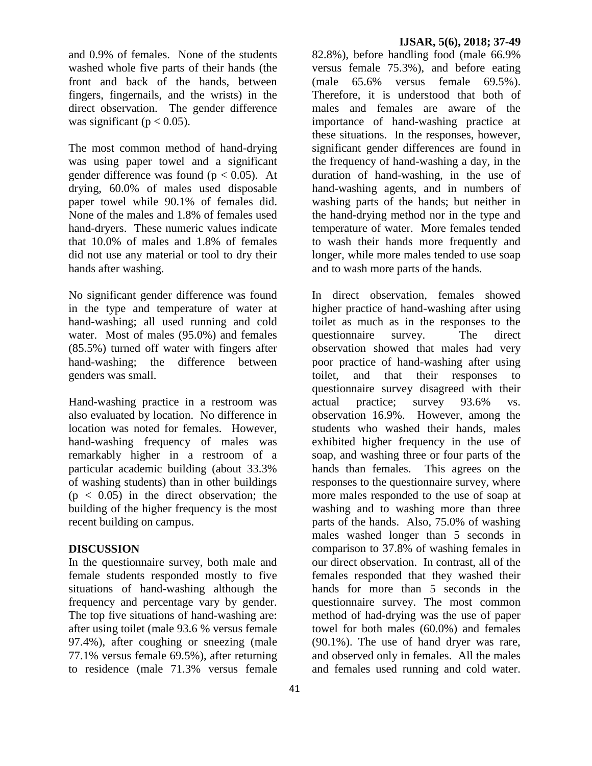and 0.9% of females. None of the students washed whole five parts of their hands (the front and back of the hands, between fingers, fingernails, and the wrists) in the direct observation. The gender difference was significant ($p < 0.05$).

The most common method of hand-drying was using paper towel and a significant gender difference was found ($p < 0.05$). At drying, 60.0% of males used disposable paper towel while 90.1% of females did. None of the males and 1.8% of females used hand-dryers. These numeric values indicate that 10.0% of males and 1.8% of females did not use any material or tool to dry their hands after washing.

No significant gender difference was found in the type and temperature of water at hand-washing; all used running and cold water. Most of males (95.0%) and females (85.5%) turned off water with fingers after hand-washing; the difference between genders was small.

Hand-washing practice in a restroom was also evaluated by location. No difference in location was noted for females. However, hand-washing frequency of males was remarkably higher in a restroom of a particular academic building (about 33.3% of washing students) than in other buildings ($p < 0.05$) in the direct observation; the building of the higher frequency is the most recent building on campus.

## DISCUSSION

In the questionnaire survey, both male and female students responded mostly to five situations of hand-washing although the frequency and percentage vary by gender. The top five situations of hand-washing are: after using toilet (male 93.6 % versus female 97.4%), after coughing or sneezing (male 77.1% versus female 69.5%), after returning to residence (male 71.3% versus female 82.8%), before handling food (male 66.9% versus female 75.3%), and before eating (male 65.6% versus female 69.5%). Therefore, it is understood that both of males and females are aware of the importance of hand-washing practice at these situations. In the responses, however, significant gender differences are found in the frequency of hand-washing a day, in the duration of hand-washing, in the use of hand-washing agents, and in numbers of washing parts of the hands; but neither in the hand-drying method nor in the type and temperature of water. More females tended to wash their hands more frequently and longer, while more males tended to use soap and to wash more parts of the hands.

In direct observation, females showed higher practice of hand-washing after using toilet as much as in the responses to the questionnaire survey. The direct observation showed that males had very poor practice of hand-washing after using toilet, and that their responses to questionnaire survey disagreed with their actual practice; survey 93.6% vs. observation 16.9%. However, among the students who washed their hands, males exhibited higher frequency in the use of soap, and washing three or four parts of the hands than females. This agrees on the responses to the questionnaire survey, where more males responded to the use of soap at washing and to washing more than three parts of the hands. Also, 75.0% of washing males washed longer than 5 seconds in comparison to 37.8% of washing females in our direct observation. In contrast, all of the females responded that they washed their hands for more than 5 seconds in the questionnaire survey. The most common method of had-drying was the use of paper towel for both males (60.0%) and females (90.1%). The use of hand dryer was rare, and observed only in females. All the males and females used running and cold water.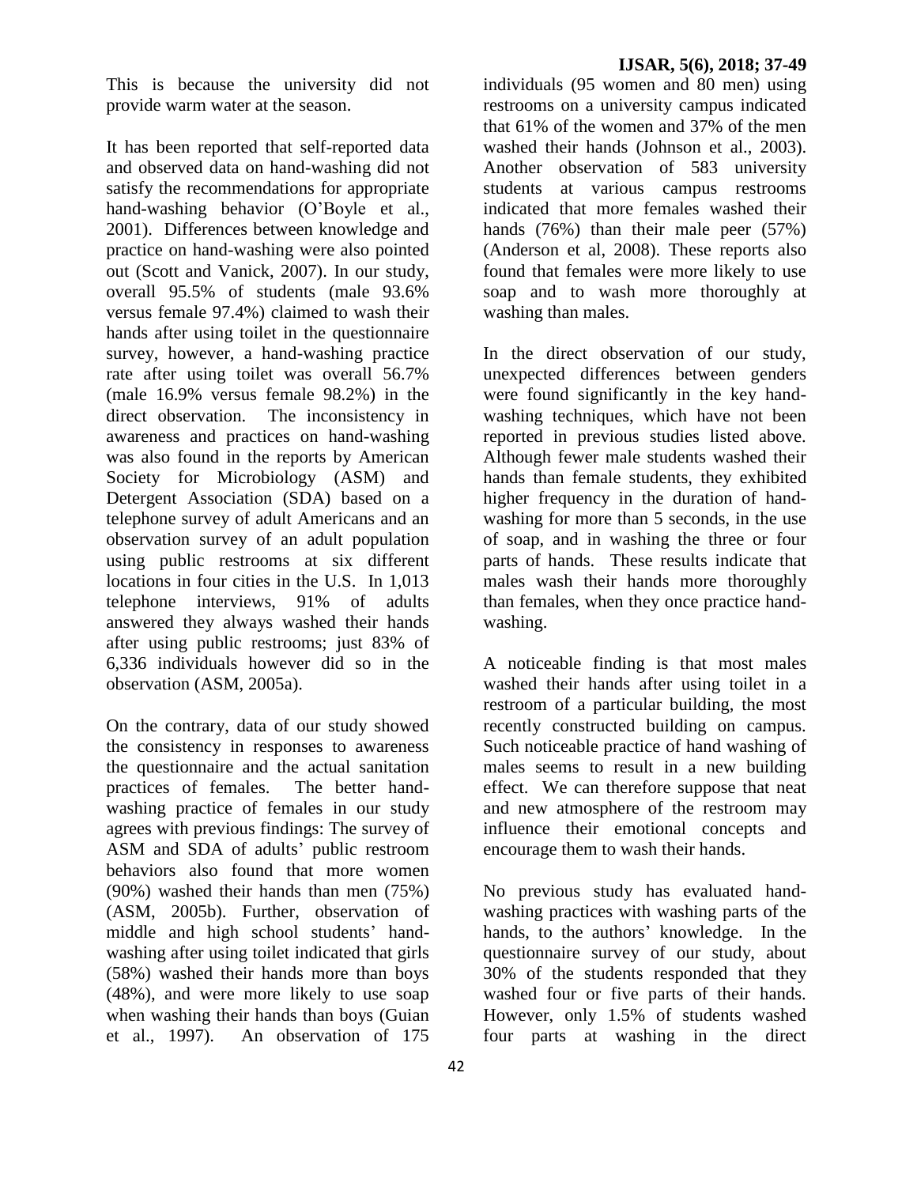This is because the university did not provide warm water at the season.

It has been reported that self-reported data and observed data on hand-washing did not satisfy the recommendations for appropriate hand-washing behavior (O'Boyle et al., 2001). Differences between knowledge and practice on hand-washing were also pointed out (Scott and Vanick, 2007). In our study, overall 95.5% of students (male 93.6% versus female 97.4%) claimed to wash their hands after using toilet in the questionnaire survey, however, a hand-washing practice rate after using toilet was overall 56.7% (male 16.9% versus female 98.2%) in the direct observation. The inconsistency in awareness and practices on hand-washing was also found in the reports by American Society for Microbiology (ASM) and Detergent Association (SDA) based on a telephone survey of adult Americans and an observation survey of an adult population using public restrooms at six different locations in four cities in the U.S. In 1,013 telephone interviews, 91% of adults answered they always washed their hands after using public restrooms; just 83% of 6,336 individuals however did so in the observation (ASM, 2005a).

On the contrary, data of our study showed the consistency in responses to awareness the questionnaire and the actual sanitation practices of females. The better hand-washing practice of females in our study agrees with previous findings: The survey of ASM and SDA of adults' public restroom behaviors also found that more women (90%) washed their hands than men (75%) (ASM, 2005b). Further, observation of middle and high school students' hand-washing after using toilet indicated that girls (58%) washed their hands more than boys (48%), and were more likely to use soap when washing their hands than boys (Guian et al., 1997). An observation of 175 individuals (95 women and 80 men) using restrooms on a university campus indicated that 61% of the women and 37% of the men washed their hands (Johnson et al., 2003). Another observation of 583 university students at various campus restrooms indicated that more females washed their hands (76%) than their male peer (57%) (Anderson et al, 2008). These reports also found that females were more likely to use soap and to wash more thoroughly at washing than males.

In the direct observation of our study, unexpected differences between genders were found significantly in the key hand-washing techniques, which have not been reported in previous studies listed above. Although fewer male students washed their hands than female students, they exhibited higher frequency in the duration of hand-washing for more than 5 seconds, in the use of soap, and in washing the three or four parts of hands. These results indicate that males wash their hands more thoroughly than females, when they once practice hand-washing.

A noticeable finding is that most males washed their hands after using toilet in a restroom of a particular building, the most recently constructed building on campus. Such noticeable practice of hand washing of males seems to result in a new building effect. We can therefore suppose that neat and new atmosphere of the restroom may influence their emotional concepts and encourage them to wash their hands.

No previous study has evaluated hand-washing practices with washing parts of the hands, to the authors' knowledge. In the questionnaire survey of our study, about 30% of the students responded that they washed four or five parts of their hands. However, only 1.5% of students washed four parts at washing in the direct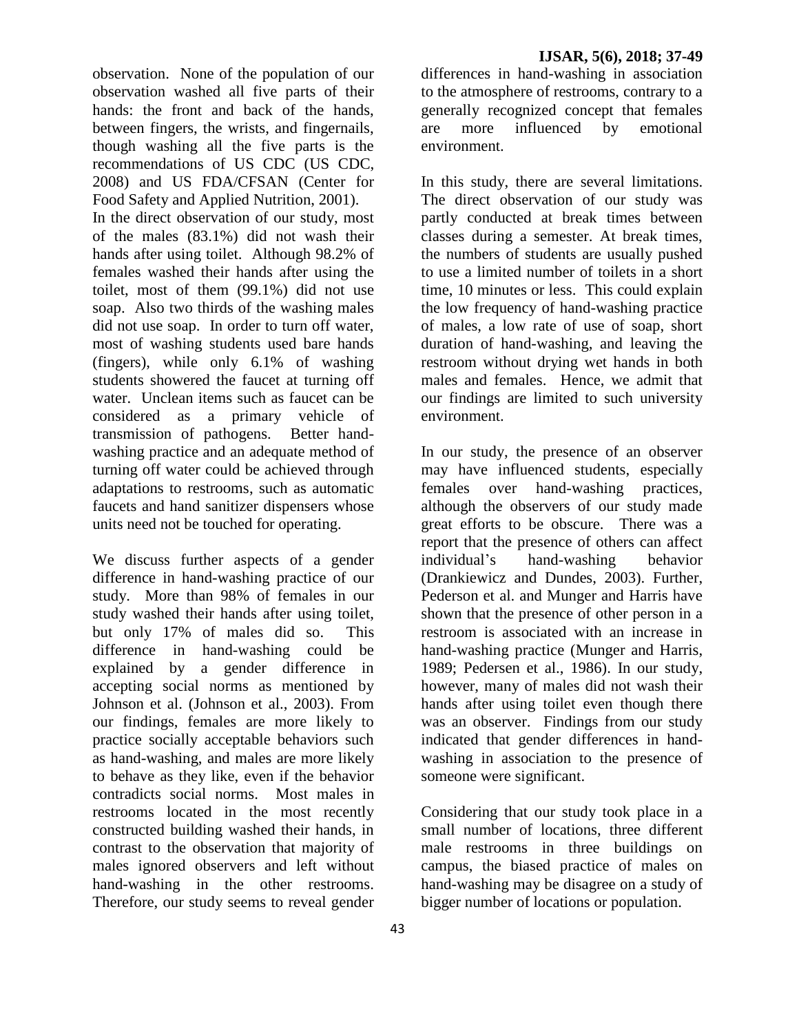observation. None of the population of our observation washed all five parts of their hands: the front and back of the hands, between fingers, the wrists, and fingernails, though washing all the five parts is the recommendations of US CDC (US CDC, 2008) and US FDA/CFSAN (Center for Food Safety and Applied Nutrition, 2001).

In the direct observation of our study, most of the males (83.1%) did not wash their hands after using toilet. Although 98.2% of females washed their hands after using the toilet, most of them (99.1%) did not use soap. Also two thirds of the washing males did not use soap. In order to turn off water, most of washing students used bare hands (fingers), while only 6.1% of washing students showered the faucet at turning off water. Unclean items such as faucet can be considered as a primary vehicle of transmission of pathogens. Better hand-washing practice and an adequate method of turning off water could be achieved through adaptations to restrooms, such as automatic faucets and hand sanitizer dispensers whose units need not be touched for operating.

We discuss further aspects of a gender difference in hand-washing practice of our study. More than 98% of females in our study washed their hands after using toilet, but only 17% of males did so. This difference in hand-washing could be explained by a gender difference in accepting social norms as mentioned by Johnson et al. (Johnson et al., 2003). From our findings, females are more likely to practice socially acceptable behaviors such as hand-washing, and males are more likely to behave as they like, even if the behavior contradicts social norms. Most males in restrooms located in the most recently constructed building washed their hands, in contrast to the observation that majority of males ignored observers and left without hand-washing in the other restrooms. Therefore, our study seems to reveal gender differences in hand-washing in association to the atmosphere of restrooms, contrary to a generally recognized concept that females are more influenced by emotional environment.

In this study, there are several limitations. The direct observation of our study was partly conducted at break times between classes during a semester. At break times, the numbers of students are usually pushed to use a limited number of toilets in a short time, 10 minutes or less. This could explain the low frequency of hand-washing practice of males, a low rate of use of soap, short duration of hand-washing, and leaving the restroom without drying wet hands in both males and females. Hence, we admit that our findings are limited to such university environment.

In our study, the presence of an observer may have influenced students, especially females over hand-washing practices, although the observers of our study made great efforts to be obscure. There was a report that the presence of others can affect individual's hand-washing behavior (Drankiewicz and Dundes, 2003). Further, Pederson et al. and Munger and Harris have shown that the presence of other person in a restroom is associated with an increase in hand-washing practice (Munger and Harris, 1989; Pedersen et al., 1986). In our study, however, many of males did not wash their hands after using toilet even though there was an observer. Findings from our study indicated that gender differences in hand-washing in association to the presence of someone were significant.

Considering that our study took place in a small number of locations, three different male restrooms in three buildings on campus, the biased practice of males on hand-washing may be disagree on a study of bigger number of locations or population.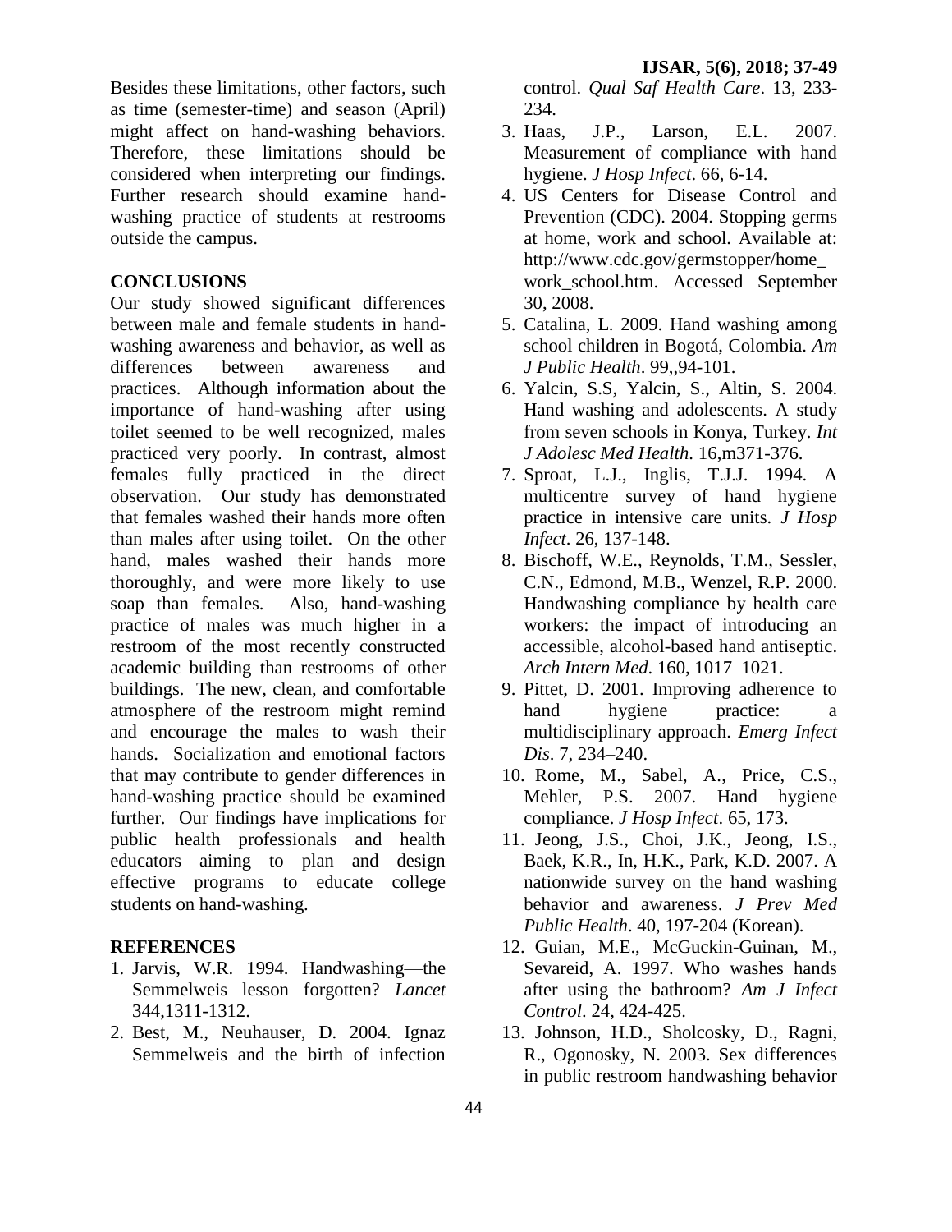Besides these limitations, other factors, such as time (semester-time) and season (April) might affect on hand-washing behaviors. Therefore, these limitations should be considered when interpreting our findings. Further research should examine hand-washing practice of students at restrooms outside the campus.

## CONCLUSIONS

Our study showed significant differences between male and female students in hand-washing awareness and behavior, as well as differences between awareness and practices. Although information about the importance of hand-washing after using toilet seemed to be well recognized, males practiced very poorly. In contrast, almost females fully practiced in the direct observation. Our study has demonstrated that females washed their hands more often than males after using toilet. On the other hand, males washed their hands more thoroughly, and were more likely to use soap than females. Also, hand-washing practice of males was much higher in a restroom of the most recently constructed academic building than restrooms of other buildings. The new, clean, and comfortable atmosphere of the restroom might remind and encourage the males to wash their hands. Socialization and emotional factors that may contribute to gender differences in hand-washing practice should be examined further. Our findings have implications for public health professionals and health educators aiming to plan and design effective programs to educate college students on hand-washing.

## REFERENCES

1. Jarvis, W.R. 1994. Handwashing—the Semmelweis lesson forgotten? *Lancet* 344,1311-1312.
2. Best, M., Neuhauser, D. 2004. Ignaz Semmelweis and the birth of infection control. *Qual Saf Health Care*. 13, 233-234.
3. Haas, J.P., Larson, E.L. 2007. Measurement of compliance with hand hygiene. *J Hosp Infect*. 66, 6-14.
4. US Centers for Disease Control and Prevention (CDC). 2004. Stopping germs at home, work and school. Available at: http://www.cdc.gov/germstopper/home_work_school.htm. Accessed September 30, 2008.
5. Catalina, L. 2009. Hand washing among school children in Bogotá, Colombia. *Am J Public Health*. 99,,94-101.
6. Yalcin, S.S, Yalcin, S., Altin, S. 2004. Hand washing and adolescents. A study from seven schools in Konya, Turkey. *Int J Adolesc Med Health*. 16,m371-376.
7. Sproat, L.J., Inglis, T.J.J. 1994. A multicentre survey of hand hygiene practice in intensive care units. *J Hosp Infect*. 26, 137-148.
8. Bischoff, W.E., Reynolds, T.M., Sessler, C.N., Edmond, M.B., Wenzel, R.P. 2000. Handwashing compliance by health care workers: the impact of introducing an accessible, alcohol-based hand antiseptic. *Arch Intern Med*. 160, 1017–1021.
9. Pittet, D. 2001. Improving adherence to hand hygiene practice: a multidisciplinary approach. *Emerg Infect Dis*. 7, 234–240.
10. Rome, M., Sabel, A., Price, C.S., Mehler, P.S. 2007. Hand hygiene compliance. *J Hosp Infect*. 65, 173.
11. Jeong, J.S., Choi, J.K., Jeong, I.S., Baek, K.R., In, H.K., Park, K.D. 2007. A nationwide survey on the hand washing behavior and awareness. *J Prev Med Public Health*. 40, 197-204 (Korean).
12. Guian, M.E., McGuckin-Guinan, M., Sevareid, A. 1997. Who washes hands after using the bathroom? *Am J Infect Control*. 24, 424-425.
13. Johnson, H.D., Sholcosky, D., Ragni, R., Ogonosky, N. 2003. Sex differences in public restroom handwashing behavior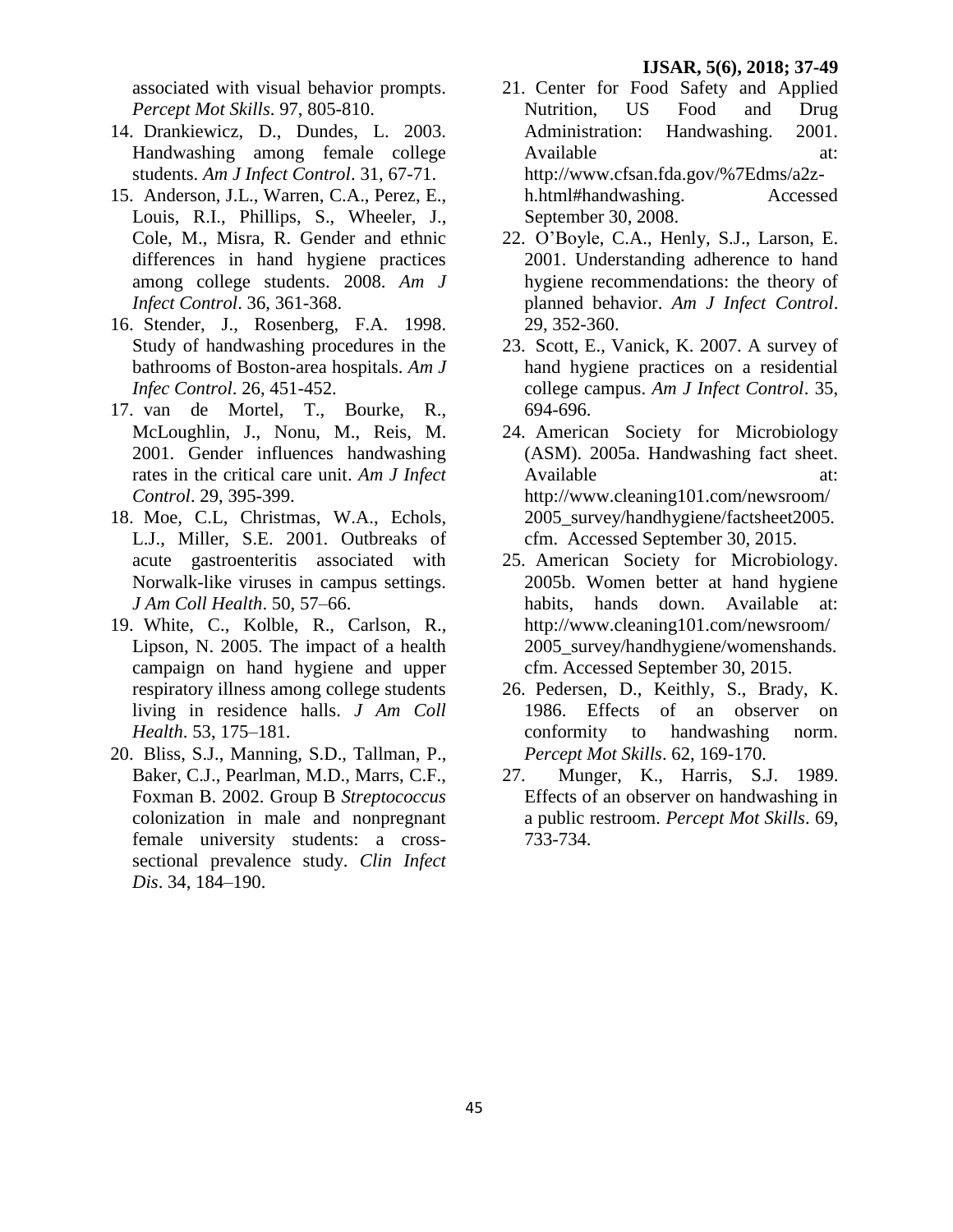associated with visual behavior prompts. *Percept Mot Skills*. 97, 805-810.

14. Drankiewicz, D., Dundes, L. 2003. Handwashing among female college students. *Am J Infect Control*. 31, 67-71.
15. Anderson, J.L., Warren, C.A., Perez, E., Louis, R.I., Phillips, S., Wheeler, J., Cole, M., Misra, R. Gender and ethnic differences in hand hygiene practices among college students. 2008. *Am J Infect Control*. 36, 361-368.
16. Stender, J., Rosenberg, F.A. 1998. Study of handwashing procedures in the bathrooms of Boston-area hospitals. *Am J Infec Control*. 26, 451-452.
17. van de Mortel, T., Bourke, R., McLoughlin, J., Nonu, M., Reis, M. 2001. Gender influences handwashing rates in the critical care unit. *Am J Infect Control*. 29, 395-399.
18. Moe, C.L, Christmas, W.A., Echols, L.J., Miller, S.E. 2001. Outbreaks of acute gastroenteritis associated with Norwalk-like viruses in campus settings. *J Am Coll Health*. 50, 57–66.
19. White, C., Kolble, R., Carlson, R., Lipson, N. 2005. The impact of a health campaign on hand hygiene and upper respiratory illness among college students living in residence halls. *J Am Coll Health*. 53, 175–181.
20. Bliss, S.J., Manning, S.D., Tallman, P., Baker, C.J., Pearlman, M.D., Marrs, C.F., Foxman B. 2002. Group B *Streptococcus* colonization in male and nonpregnant female university students: a cross-sectional prevalence study. *Clin Infect Dis*. 34, 184–190.
21. Center for Food Safety and Applied Nutrition, US Food and Drug Administration: Handwashing. 2001. Available at: http://www.cfsan.fda.gov/%7Edms/a2z-h.html#handwashing. Accessed September 30, 2008.
22. O'Boyle, C.A., Henly, S.J., Larson, E. 2001. Understanding adherence to hand hygiene recommendations: the theory of planned behavior. *Am J Infect Control*. 29, 352-360.
23. Scott, E., Vanick, K. 2007. A survey of hand hygiene practices on a residential college campus. *Am J Infect Control*. 35, 694-696.
24. American Society for Microbiology (ASM). 2005a. Handwashing fact sheet. Available at: http://www.cleaning101.com/newsroom/2005_survey/handhygiene/factsheet2005.cfm. Accessed September 30, 2015.
25. American Society for Microbiology. 2005b. Women better at hand hygiene habits, hands down. Available at: http://www.cleaning101.com/newsroom/2005_survey/handhygiene/womenshands.cfm. Accessed September 30, 2015.
26. Pedersen, D., Keithly, S., Brady, K. 1986. Effects of an observer on conformity to handwashing norm. *Percept Mot Skills*. 62, 169-170.
27. Munger, K., Harris, S.J. 1989. Effects of an observer on handwashing in a public restroom. *Percept Mot Skills*. 69, 733-734.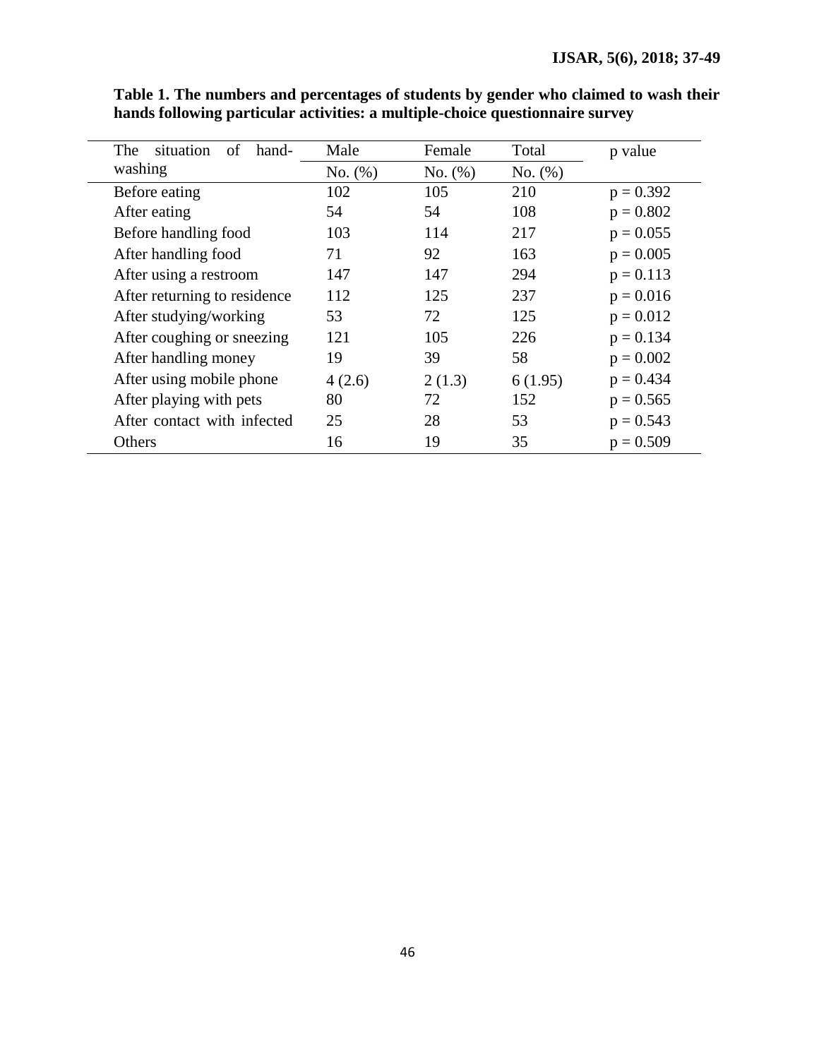**Table 1. The numbers and percentages of students by gender who claimed to wash their hands following particular activities: a multiple-choice questionnaire survey**

| The situation of hand-washing | Male | Female | Total | p value |
|---|---|---|---|---|
| | No. (%) | No. (%) | No. (%) | |
| Before eating | 102 | 105 | 210 | p = 0.392 |
| After eating | 54 | 54 | 108 | p = 0.802 |
| Before handling food | 103 | 114 | 217 | p = 0.055 |
| After handling food | 71 | 92 | 163 | p = 0.005 |
| After using a restroom | 147 | 147 | 294 | p = 0.113 |
| After returning to residence | 112 | 125 | 237 | p = 0.016 |
| After studying/working | 53 | 72 | 125 | p = 0.012 |
| After coughing or sneezing | 121 | 105 | 226 | p = 0.134 |
| After handling money | 19 | 39 | 58 | p = 0.002 |
| After using mobile phone | 4 (2.6) | 2 (1.3) | 6 (1.95) | p = 0.434 |
| After playing with pets | 80 | 72 | 152 | p = 0.565 |
| After contact with infected | 25 | 28 | 53 | p = 0.543 |
| Others | 16 | 19 | 35 | p = 0.509 |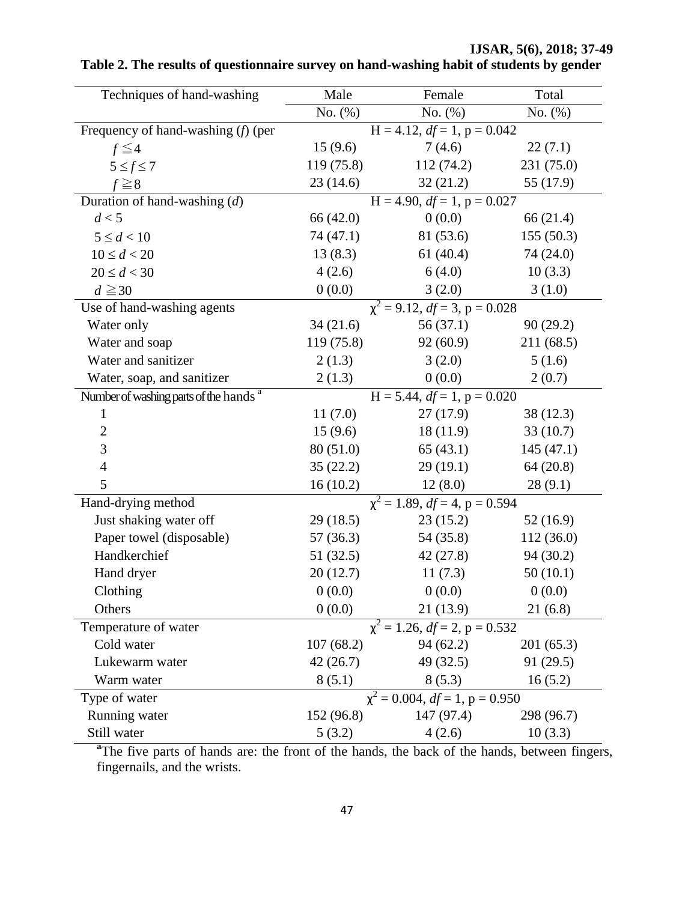**Table 2. The results of questionnaire survey on hand-washing habit of students by gender**

| Techniques of hand-washing | Male | Female | Total |
|---|---|---|---|
| | No. (%) | No. (%) | No. (%) |
| Frequency of hand-washing ($f$) (per | | $H = 4.12$, $df = 1$, $p = 0.042$ | |
| $f \leqq 4$ | 15 (9.6) | 7 (4.6) | 22 (7.1) |
| $5 \leq f \leq 7$ | 119 (75.8) | 112 (74.2) | 231 (75.0) |
| $f \geqq 8$ | 23 (14.6) | 32 (21.2) | 55 (17.9) |
| Duration of hand-washing ($d$) | | $H = 4.90$, $df = 1$, $p = 0.027$ | |
| $d < 5$ | 66 (42.0) | 0 (0.0) | 66 (21.4) |
| $5 \leq d < 10$ | 74 (47.1) | 81 (53.6) | 155 (50.3) |
| $10 \leq d < 20$ | 13 (8.3) | 61 (40.4) | 74 (24.0) |
| $20 \leq d < 30$ | 4 (2.6) | 6 (4.0) | 10 (3.3) |
| $d \geqq 30$ | 0 (0.0) | 3 (2.0) | 3 (1.0) |
| Use of hand-washing agents | | $\chi^2 = 9.12$, $df = 3$, $p = 0.028$ | |
| Water only | 34 (21.6) | 56 (37.1) | 90 (29.2) |
| Water and soap | 119 (75.8) | 92 (60.9) | 211 (68.5) |
| Water and sanitizer | 2 (1.3) | 3 (2.0) | 5 (1.6) |
| Water, soap, and sanitizer | 2 (1.3) | 0 (0.0) | 2 (0.7) |
| Number of washing parts of the hands [a] | | $H = 5.44$, $df = 1$, $p = 0.020$ | |
| 1 | 11 (7.0) | 27 (17.9) | 38 (12.3) |
| 2 | 15 (9.6) | 18 (11.9) | 33 (10.7) |
| 3 | 80 (51.0) | 65 (43.1) | 145 (47.1) |
| 4 | 35 (22.2) | 29 (19.1) | 64 (20.8) |
| 5 | 16 (10.2) | 12 (8.0) | 28 (9.1) |
| Hand-drying method | | $\chi^2 = 1.89$, $df = 4$, $p = 0.594$ | |
| Just shaking water off | 29 (18.5) | 23 (15.2) | 52 (16.9) |
| Paper towel (disposable) | 57 (36.3) | 54 (35.8) | 112 (36.0) |
| Handkerchief | 51 (32.5) | 42 (27.8) | 94 (30.2) |
| Hand dryer | 20 (12.7) | 11 (7.3) | 50 (10.1) |
| Clothing | 0 (0.0) | 0 (0.0) | 0 (0.0) |
| Others | 0 (0.0) | 21 (13.9) | 21 (6.8) |
| Temperature of water | | $\chi^2 = 1.26$, $df = 2$, $p = 0.532$ | |
| Cold water | 107 (68.2) | 94 (62.2) | 201 (65.3) |
| Lukewarm water | 42 (26.7) | 49 (32.5) | 91 (29.5) |
| Warm water | 8 (5.1) | 8 (5.3) | 16 (5.2) |
| Type of water | | $\chi^2 = 0.004$, $df = 1$, $p = 0.950$ | |
| Running water | 152 (96.8) | 147 (97.4) | 298 (96.7) |
| Still water | 5 (3.2) | 4 (2.6) | 10 (3.3) |

[a] The five parts of hands are: the front of the hands, the back of the hands, between fingers, fingernails, and the wrists.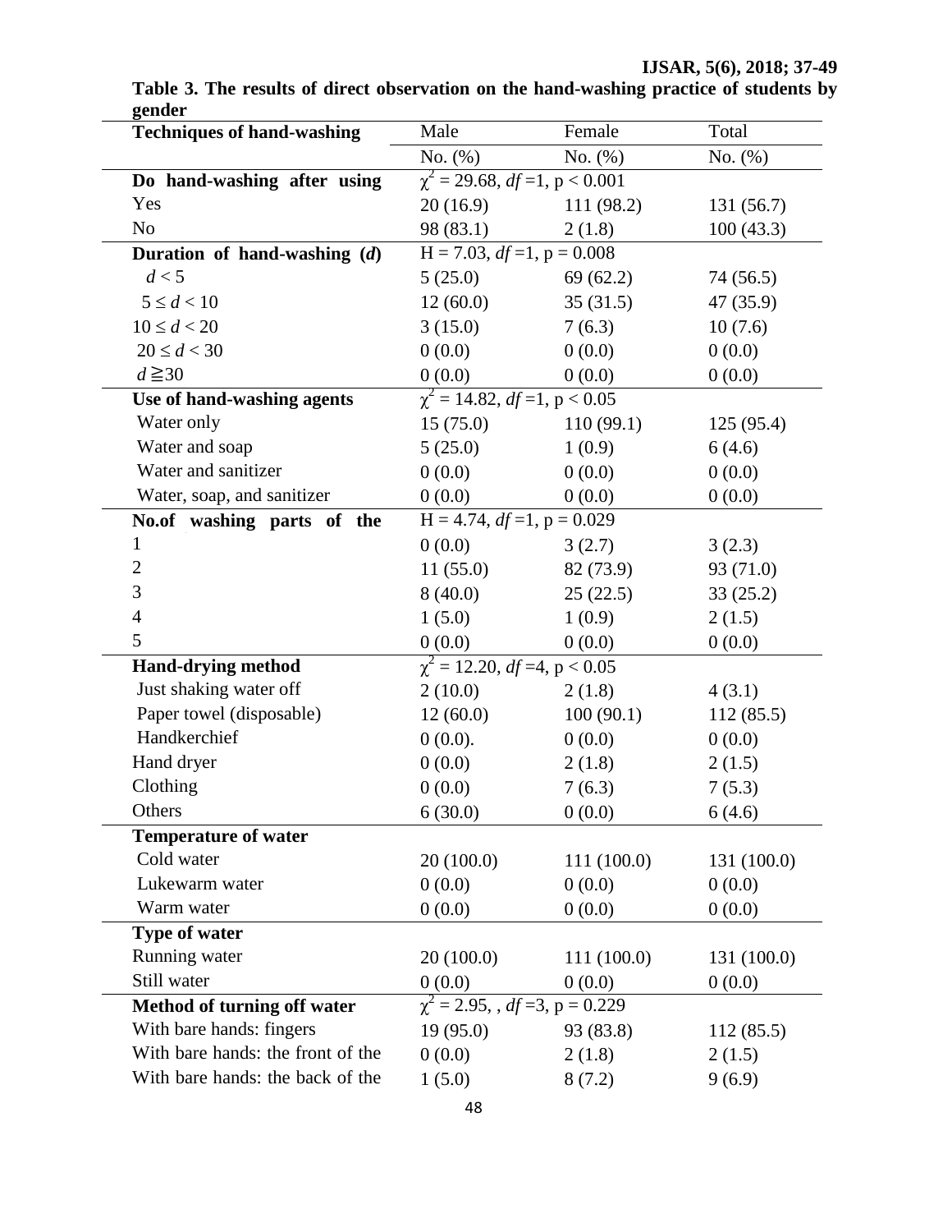**Table 3. The results of direct observation on the hand-washing practice of students by gender**

| Techniques of hand-washing | Male | Female | Total |
|---|---|---|---|
| | No. (%) | No. (%) | No. (%) |
| **Do hand-washing after using** | $\chi^2$ = 29.68, $df$ =1, $p < 0.001$ | | |
| Yes | 20 (16.9) | 111 (98.2) | 131 (56.7) |
| No | 98 (83.1) | 2 (1.8) | 100 (43.3) |
| **Duration of hand-washing (*d*)** | H = 7.03, $df$ =1, p = 0.008 | | |
| $d < 5$ | 5 (25.0) | 69 (62.2) | 74 (56.5) |
| $5 \leq d < 10$ | 12 (60.0) | 35 (31.5) | 47 (35.9) |
| $10 \leq d < 20$ | 3 (15.0) | 7 (6.3) | 10 (7.6) |
| $20 \leq d < 30$ | 0 (0.0) | 0 (0.0) | 0 (0.0) |
| $d \geqq 30$ | 0 (0.0) | 0 (0.0) | 0 (0.0) |
| **Use of hand-washing agents** | $\chi^2$ = 14.82, $df$ =1, $p < 0.05$ | | |
| Water only | 15 (75.0) | 110 (99.1) | 125 (95.4) |
| Water and soap | 5 (25.0) | 1 (0.9) | 6 (4.6) |
| Water and sanitizer | 0 (0.0) | 0 (0.0) | 0 (0.0) |
| Water, soap, and sanitizer | 0 (0.0) | 0 (0.0) | 0 (0.0) |
| **No.of washing parts of the** | H = 4.74, $df$ =1, p = 0.029 | | |
| 1 | 0 (0.0) | 3 (2.7) | 3 (2.3) |
| 2 | 11 (55.0) | 82 (73.9) | 93 (71.0) |
| 3 | 8 (40.0) | 25 (22.5) | 33 (25.2) |
| 4 | 1 (5.0) | 1 (0.9) | 2 (1.5) |
| 5 | 0 (0.0) | 0 (0.0) | 0 (0.0) |
| **Hand-drying method** | $\chi^2$ = 12.20, $df$ =4, $p < 0.05$ | | |
| Just shaking water off | 2 (10.0) | 2 (1.8) | 4 (3.1) |
| Paper towel (disposable) | 12 (60.0) | 100 (90.1) | 112 (85.5) |
| Handkerchief | 0 (0.0). | 0 (0.0) | 0 (0.0) |
| Hand dryer | 0 (0.0) | 2 (1.8) | 2 (1.5) |
| Clothing | 0 (0.0) | 7 (6.3) | 7 (5.3) |
| Others | 6 (30.0) | 0 (0.0) | 6 (4.6) |
| **Temperature of water** | | | |
| Cold water | 20 (100.0) | 111 (100.0) | 131 (100.0) |
| Lukewarm water | 0 (0.0) | 0 (0.0) | 0 (0.0) |
| Warm water | 0 (0.0) | 0 (0.0) | 0 (0.0) |
| **Type of water** | | | |
| Running water | 20 (100.0) | 111 (100.0) | 131 (100.0) |
| Still water | 0 (0.0) | 0 (0.0) | 0 (0.0) |
| **Method of turning off water** | $\chi^2$ = 2.95, , $df$ =3, p = 0.229 | | |
| With bare hands: fingers | 19 (95.0) | 93 (83.8) | 112 (85.5) |
| With bare hands: the front of the | 0 (0.0) | 2 (1.8) | 2 (1.5) |
| With bare hands: the back of the | 1 (5.0) | 8 (7.2) | 9 (6.9) |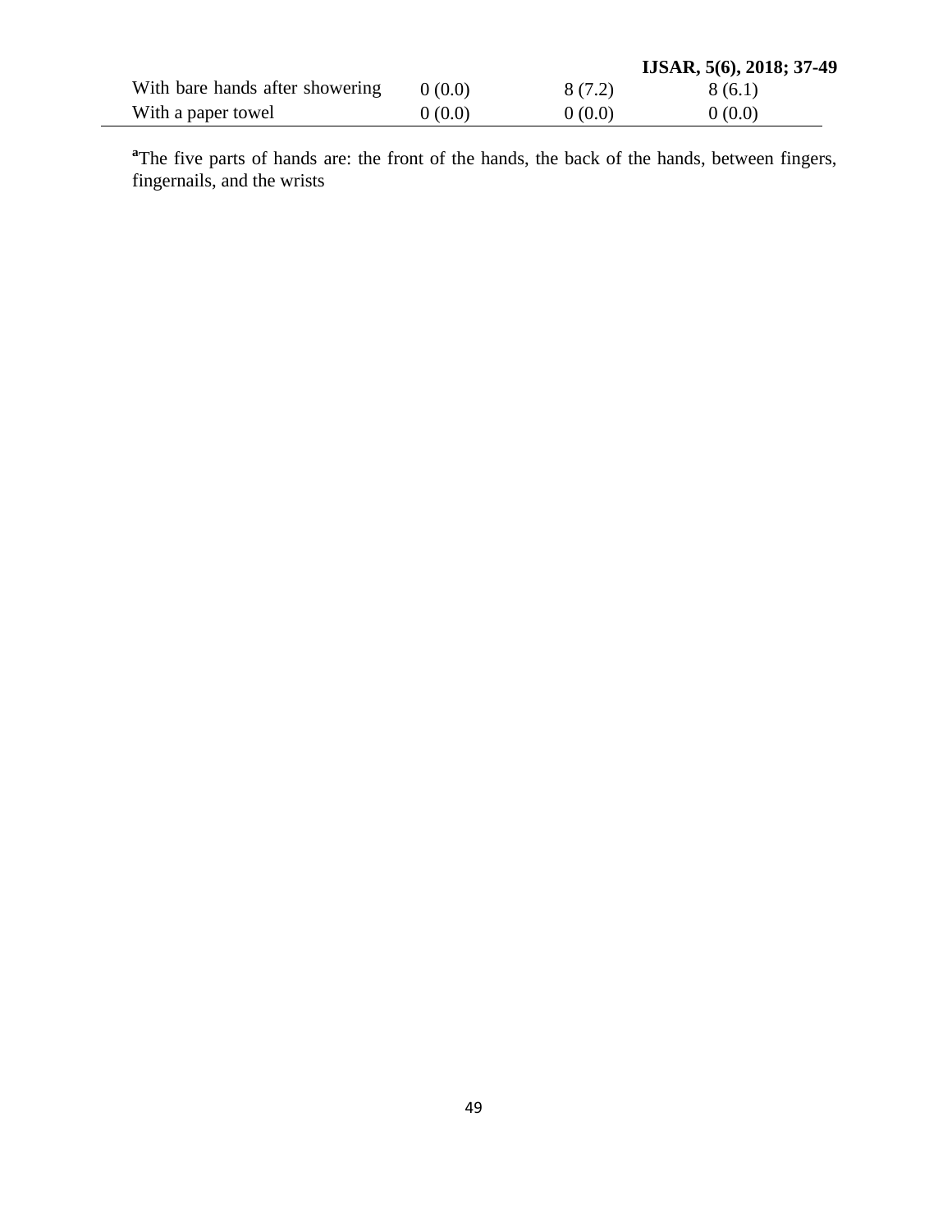| | | | |
|---|---|---|---|
| With bare hands after showering | 0 (0.0) | 8 (7.2) | 8 (6.1) |
| With a paper towel | 0 (0.0) | 0 (0.0) | 0 (0.0) |

[a]The five parts of hands are: the front of the hands, the back of the hands, between fingers, fingernails, and the wrists